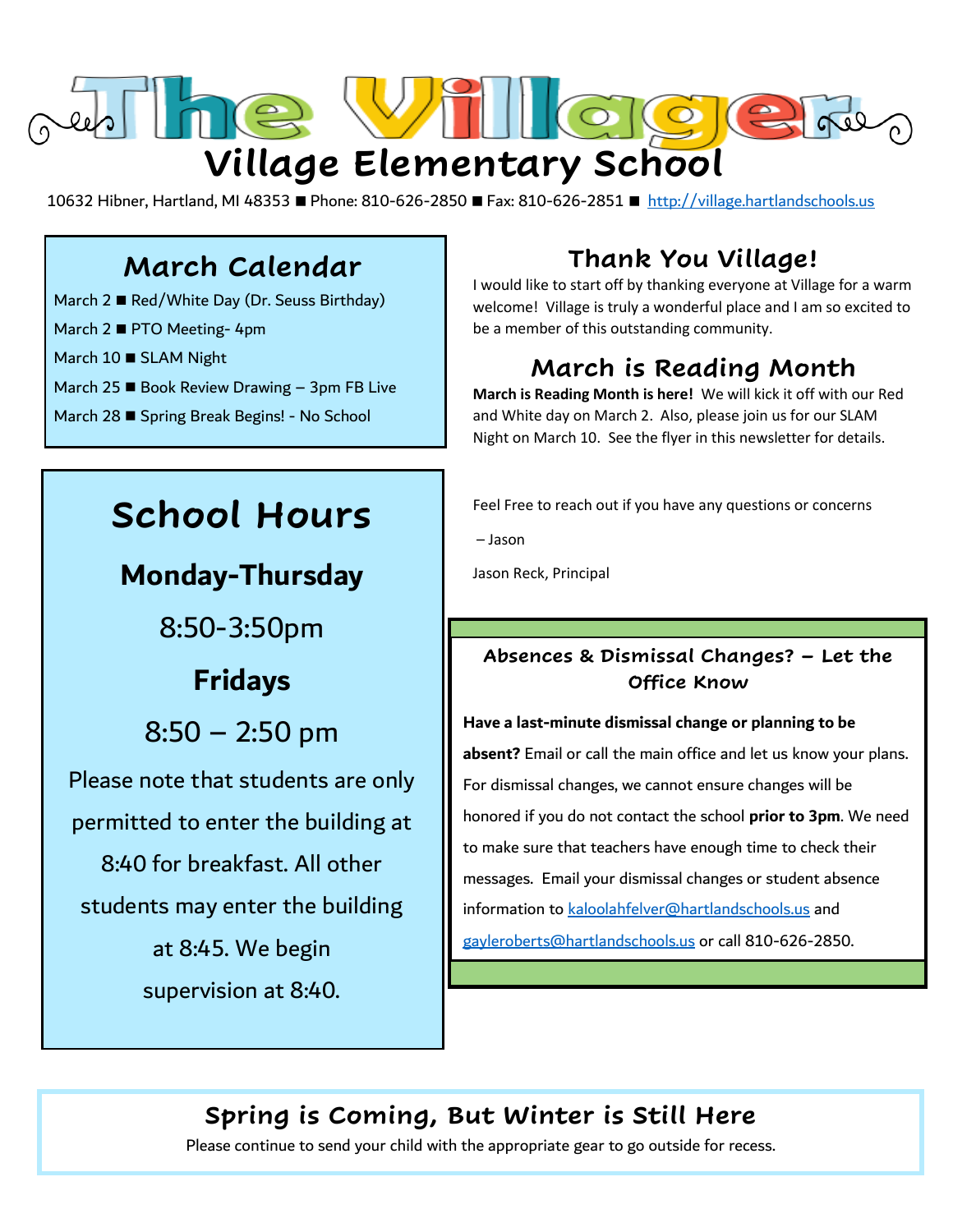# The Villager

## Village Elementary School

10632 Hibner, Hartland, MI 48353 ■ Phone: 810-626-2850 ■ Fax: 810-626-2851 ■ http://village.hartlandschools.us

## March Calendar

March 2 ■ Red/White Day (Dr. Seuss Birthday)

March 2 ■ PTO Meeting- 4pm

March 10 ■ SLAM Night

March 25 ■ Book Review Drawing – 3pm FB Live

March 28 ■ Spring Break Begins! - No School

## School Hours

**Monday-Thursday**

8:50-3:50pm

**Fridays**

8:50 – 2:50 pm

Please note that students are only permitted to enter the building at 8:40 for breakfast. All other students may enter the building at 8:45. We begin supervision at 8:40.

## Thank You Village!

I would like to start off by thanking everyone at Village for a warm welcome! Village is truly a wonderful place and I am so excited to be a member of this outstanding community.

## March is Reading Month

**March is Reading Month is here!** We will kick it off with our Red and White day on March 2. Also, please join us for our SLAM Night on March 10. See the flyer in this newsletter for details.

Feel Free to reach out if you have any questions or concerns

– Jason

Jason Reck, Principal

### Absences & Dismissal Changes? – Let the Office Know

**Have a last-minute dismissal change or planning to be absent?** Email or call the main office and let us know your plans. For dismissal changes, we cannot ensure changes will be honored if you do not contact the school **prior to 3pm**. We need to make sure that teachers have enough time to check their messages. Email your dismissal changes or student absence information to kaloolahfelver@hartlandschools.us and gayleroberts@hartlandschools.us or call 810-626-2850.

## Spring is Coming, But Winter is Still Here

Please continue to send your child with the appropriate gear to go outside for recess.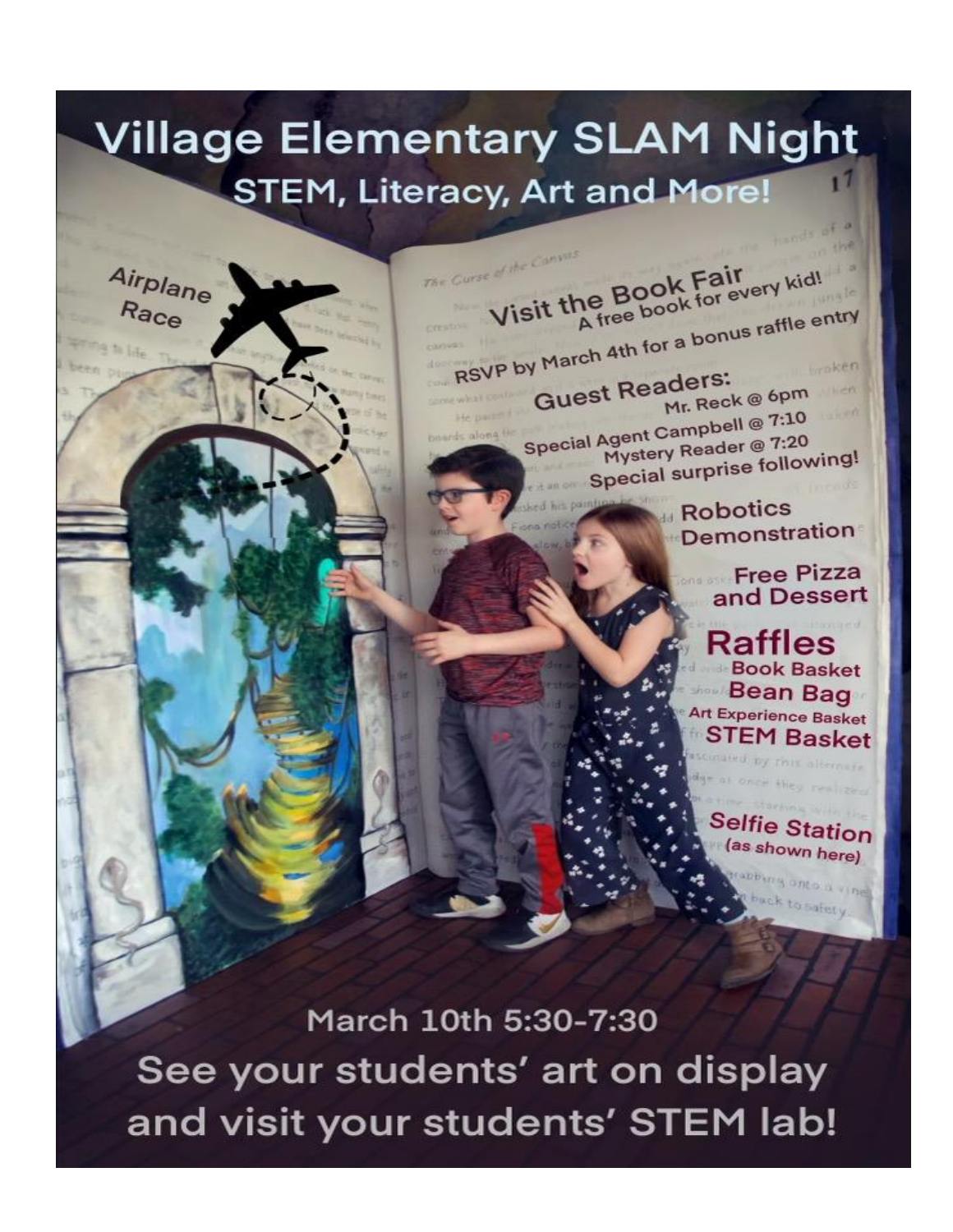# Village Elementary SLAM Night

## STEM, Literacy, Art and More!

Airplane Race

**Visit the Book Fair**
A free book for every kid!

RSVP by March 4th for a bonus raffle entry

**Guest Readers:**
Mr. Reck @ 6pm
Special Agent Campbell @ 7:10
Mystery Reader @ 7:20
Special surprise following!

**Robotics Demonstration**

**Free Pizza and Dessert**

**Raffles**
- Book Basket
- Bean Bag
- Art Experience Basket
- STEM Basket

**Selfie Station**
(as shown here)

March 10th 5:30-7:30

See your students' art on display and visit your students' STEM lab!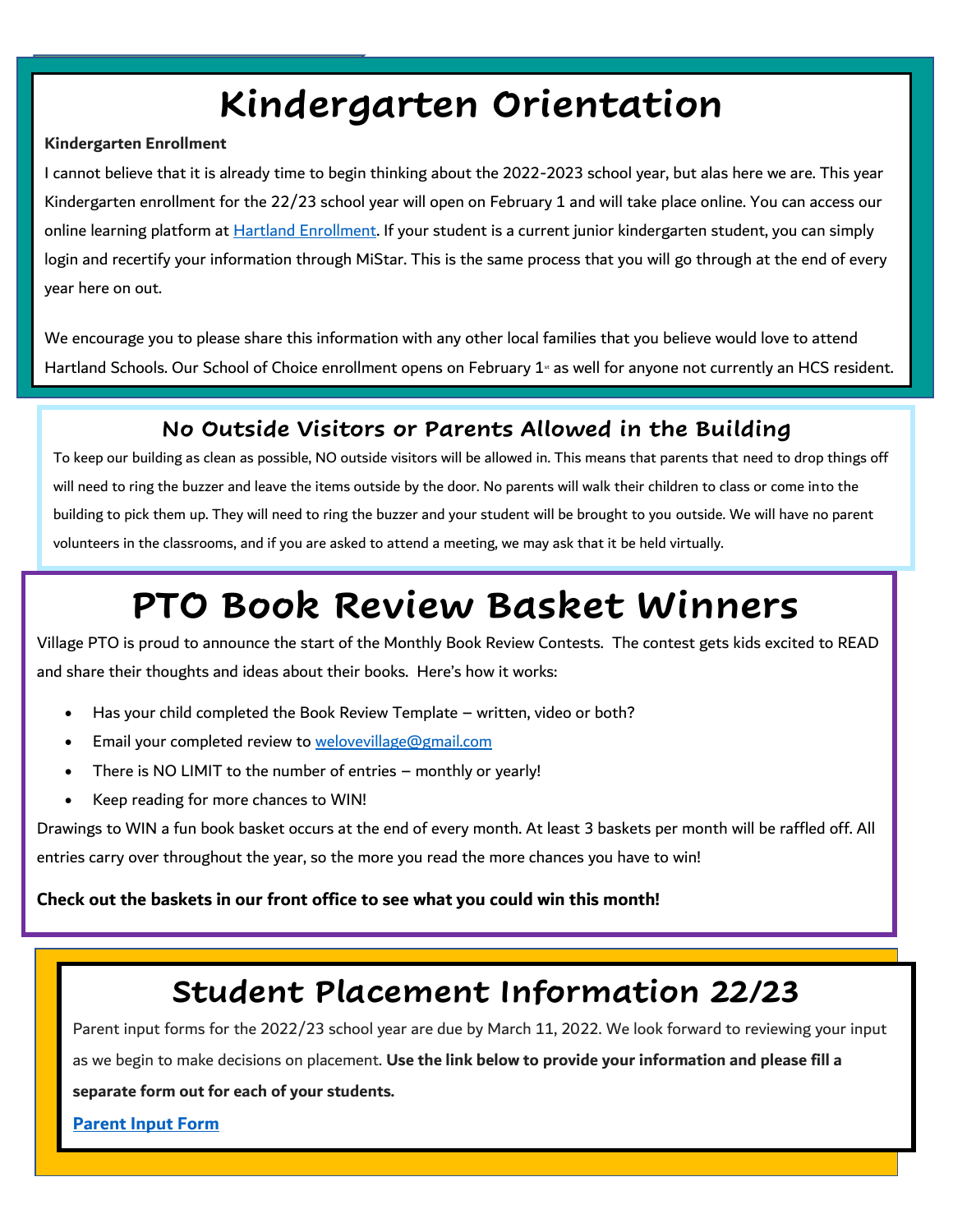# Kindergarten Orientation

**Kindergarten Enrollment**

I cannot believe that it is already time to begin thinking about the 2022-2023 school year, but alas here we are. This year Kindergarten enrollment for the 22/23 school year will open on February 1 and will take place online. You can access our online learning platform at [Hartland Enrollment](). If your student is a current junior kindergarten student, you can simply login and recertify your information through MiStar. This is the same process that you will go through at the end of every year here on out.

We encourage you to please share this information with any other local families that you believe would love to attend Hartland Schools. Our School of Choice enrollment opens on February 1st as well for anyone not currently an HCS resident.

## No Outside Visitors or Parents Allowed in the Building

To keep our building as clean as possible, NO outside visitors will be allowed in. This means that parents that need to drop things off will need to ring the buzzer and leave the items outside by the door. No parents will walk their children to class or come into the building to pick them up. They will need to ring the buzzer and your student will be brought to you outside. We will have no parent volunteers in the classrooms, and if you are asked to attend a meeting, we may ask that it be held virtually.

# PTO Book Review Basket Winners

Village PTO is proud to announce the start of the Monthly Book Review Contests. The contest gets kids excited to READ and share their thoughts and ideas about their books. Here's how it works:

- Has your child completed the Book Review Template – written, video or both?
- Email your completed review to welovevillage@gmail.com
- There is NO LIMIT to the number of entries – monthly or yearly!
- Keep reading for more chances to WIN!

Drawings to WIN a fun book basket occurs at the end of every month. At least 3 baskets per month will be raffled off. All entries carry over throughout the year, so the more you read the more chances you have to win!

**Check out the baskets in our front office to see what you could win this month!**

## Student Placement Information 22/23

Parent input forms for the 2022/2023 school year are due by March 11, 2022. We look forward to reviewing your input as we begin to make decisions on placement. **Use the link below to provide your information and please fill a separate form out for each of your students.**

**[Parent Input Form]()**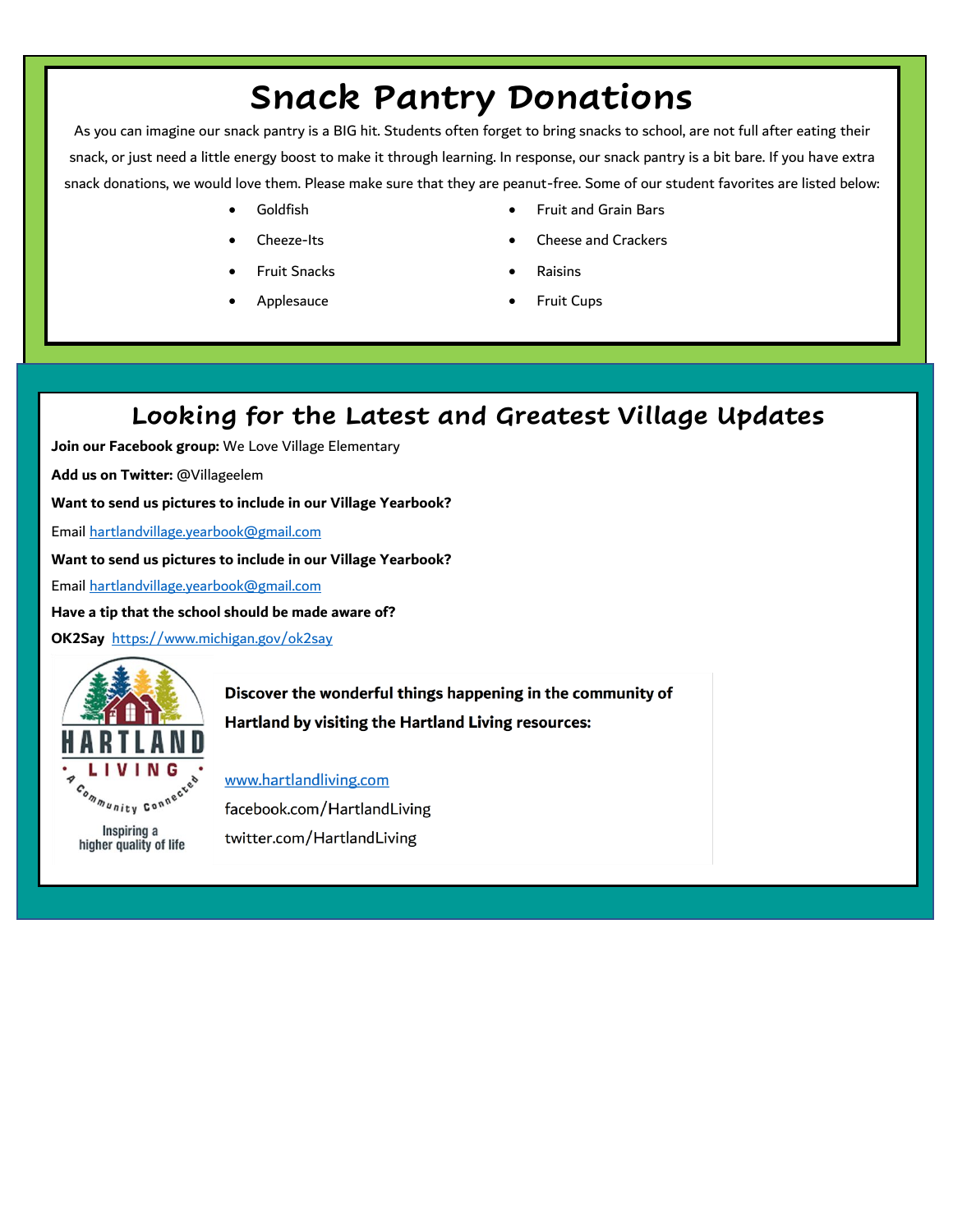# Snack Pantry Donations

As you can imagine our snack pantry is a BIG hit. Students often forget to bring snacks to school, are not full after eating their snack, or just need a little energy boost to make it through learning. In response, our snack pantry is a bit bare. If you have extra snack donations, we would love them. Please make sure that they are peanut-free. Some of our student favorites are listed below:

- Goldfish
- Cheeze-Its
- Fruit Snacks
- Applesauce
- Fruit and Grain Bars
- Cheese and Crackers
- Raisins
- Fruit Cups

# Looking for the Latest and Greatest Village Updates

**Join our Facebook group:** We Love Village Elementary

**Add us on Twitter:** @Villageelem

**Want to send us pictures to include in our Village Yearbook?**

Email hartlandvillage.yearbook@gmail.com

**Want to send us pictures to include in our Village Yearbook?**

Email hartlandvillage.yearbook@gmail.com

**Have a tip that the school should be made aware of?**

**OK2Say** https://www.michigan.gov/ok2say

HARTLAND LIVING
A Community Connected
Inspiring a higher quality of life

**Discover the wonderful things happening in the community of Hartland by visiting the Hartland Living resources:**

www.hartlandliving.com

facebook.com/HartlandLiving

twitter.com/HartlandLiving